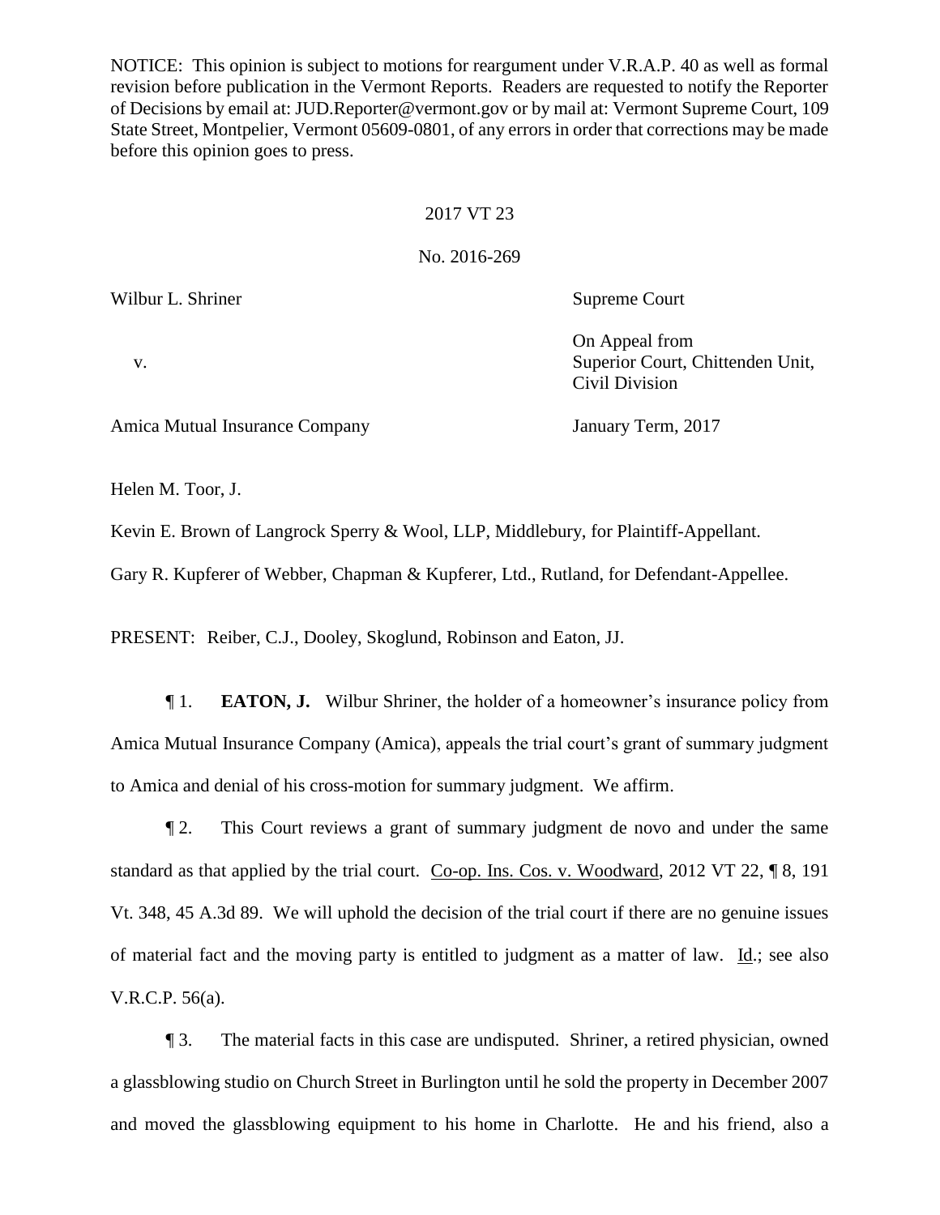NOTICE: This opinion is subject to motions for reargument under V.R.A.P. 40 as well as formal revision before publication in the Vermont Reports. Readers are requested to notify the Reporter of Decisions by email at: JUD.Reporter@vermont.gov or by mail at: Vermont Supreme Court, 109 State Street, Montpelier, Vermont 05609-0801, of any errors in order that corrections may be made before this opinion goes to press.

2017 VT 23

No. 2016-269

| | |
|---|---|
| Wilbur L. Shriner | Supreme Court |
| v. | On Appeal from<br>Superior Court, Chittenden Unit,<br>Civil Division |
| Amica Mutual Insurance Company | January Term, 2017 |

Helen M. Toor, J.

Kevin E. Brown of Langrock Sperry & Wool, LLP, Middlebury, for Plaintiff-Appellant.

Gary R. Kupferer of Webber, Chapman & Kupferer, Ltd., Rutland, for Defendant-Appellee.

PRESENT: Reiber, C.J., Dooley, Skoglund, Robinson and Eaton, JJ.

¶ 1. **EATON, J.** Wilbur Shriner, the holder of a homeowner's insurance policy from Amica Mutual Insurance Company (Amica), appeals the trial court's grant of summary judgment to Amica and denial of his cross-motion for summary judgment. We affirm.

¶ 2. This Court reviews a grant of summary judgment de novo and under the same standard as that applied by the trial court. Co-op. Ins. Cos. v. Woodward, 2012 VT 22, ¶ 8, 191 Vt. 348, 45 A.3d 89. We will uphold the decision of the trial court if there are no genuine issues of material fact and the moving party is entitled to judgment as a matter of law. Id.; see also V.R.C.P. 56(a).

¶ 3. The material facts in this case are undisputed. Shriner, a retired physician, owned a glassblowing studio on Church Street in Burlington until he sold the property in December 2007 and moved the glassblowing equipment to his home in Charlotte. He and his friend, also a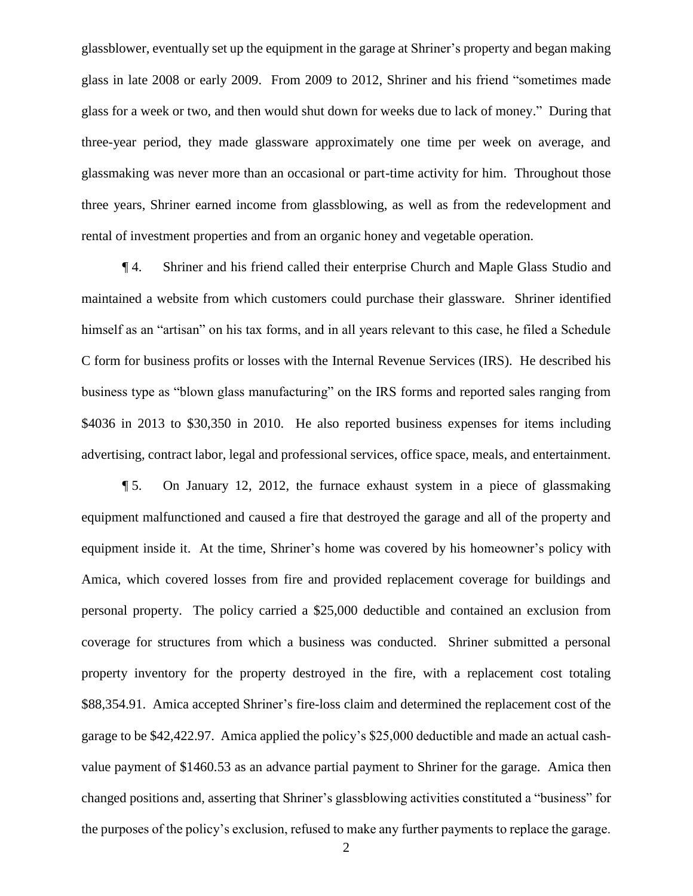glassblower, eventually set up the equipment in the garage at Shriner's property and began making glass in late 2008 or early 2009. From 2009 to 2012, Shriner and his friend "sometimes made glass for a week or two, and then would shut down for weeks due to lack of money." During that three-year period, they made glassware approximately one time per week on average, and glassmaking was never more than an occasional or part-time activity for him. Throughout those three years, Shriner earned income from glassblowing, as well as from the redevelopment and rental of investment properties and from an organic honey and vegetable operation.

¶ 4. Shriner and his friend called their enterprise Church and Maple Glass Studio and maintained a website from which customers could purchase their glassware. Shriner identified himself as an "artisan" on his tax forms, and in all years relevant to this case, he filed a Schedule C form for business profits or losses with the Internal Revenue Services (IRS). He described his business type as "blown glass manufacturing" on the IRS forms and reported sales ranging from $4036 in 2013 to $30,350 in 2010. He also reported business expenses for items including advertising, contract labor, legal and professional services, office space, meals, and entertainment.

¶ 5. On January 12, 2012, the furnace exhaust system in a piece of glassmaking equipment malfunctioned and caused a fire that destroyed the garage and all of the property and equipment inside it. At the time, Shriner's home was covered by his homeowner's policy with Amica, which covered losses from fire and provided replacement coverage for buildings and personal property. The policy carried a $25,000 deductible and contained an exclusion from coverage for structures from which a business was conducted. Shriner submitted a personal property inventory for the property destroyed in the fire, with a replacement cost totaling $88,354.91. Amica accepted Shriner's fire-loss claim and determined the replacement cost of the garage to be $42,422.97. Amica applied the policy's $25,000 deductible and made an actual cash-value payment of $1460.53 as an advance partial payment to Shriner for the garage. Amica then changed positions and, asserting that Shriner's glassblowing activities constituted a "business" for the purposes of the policy's exclusion, refused to make any further payments to replace the garage.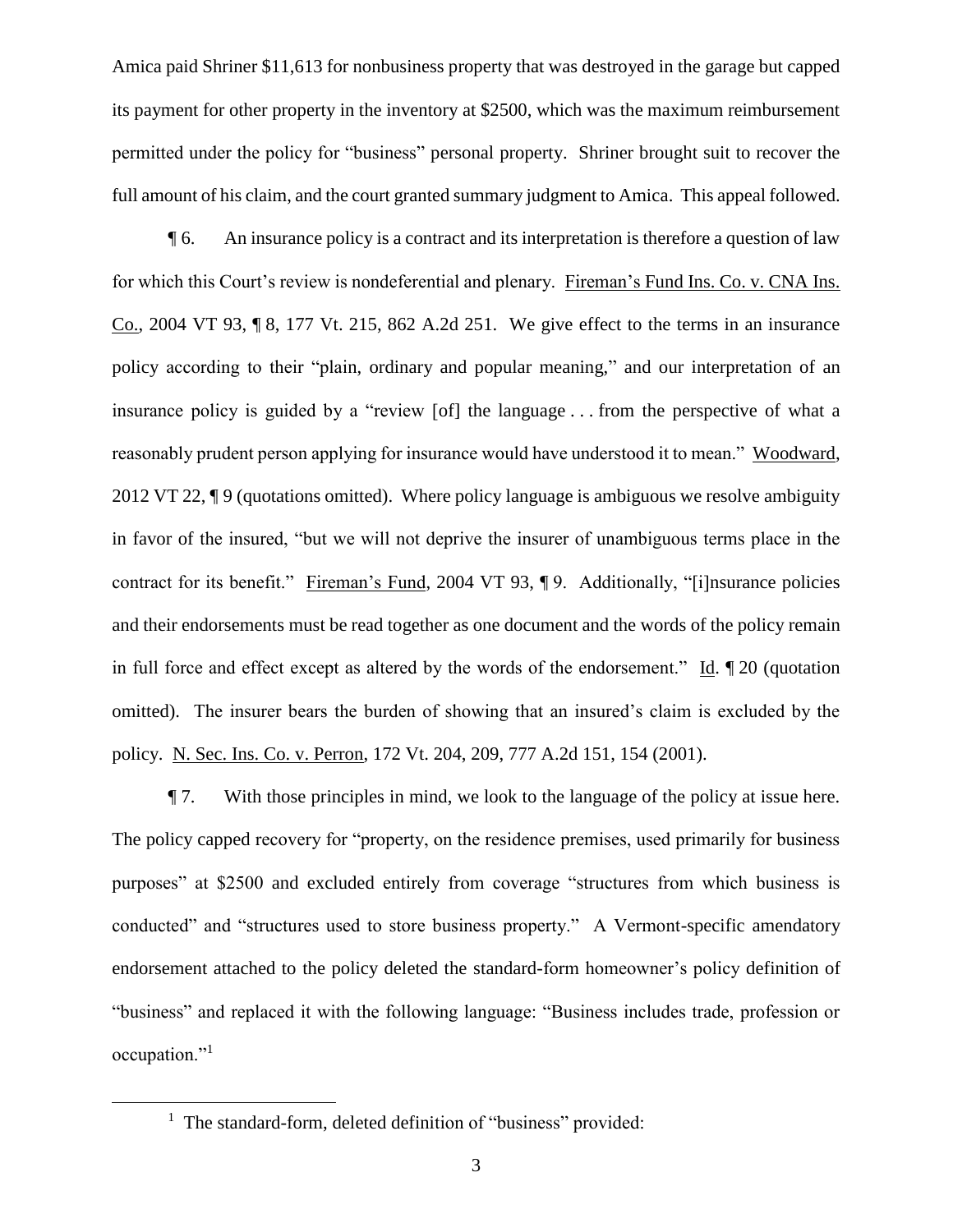Amica paid Shriner $11,613 for nonbusiness property that was destroyed in the garage but capped its payment for other property in the inventory at $2500, which was the maximum reimbursement permitted under the policy for "business" personal property. Shriner brought suit to recover the full amount of his claim, and the court granted summary judgment to Amica. This appeal followed.

¶ 6. An insurance policy is a contract and its interpretation is therefore a question of law for which this Court's review is nondeferential and plenary. Fireman's Fund Ins. Co. v. CNA Ins. Co., 2004 VT 93, ¶ 8, 177 Vt. 215, 862 A.2d 251. We give effect to the terms in an insurance policy according to their "plain, ordinary and popular meaning," and our interpretation of an insurance policy is guided by a "review [of] the language . . . from the perspective of what a reasonably prudent person applying for insurance would have understood it to mean." Woodward, 2012 VT 22, ¶ 9 (quotations omitted). Where policy language is ambiguous we resolve ambiguity in favor of the insured, "but we will not deprive the insurer of unambiguous terms place in the contract for its benefit." Fireman's Fund, 2004 VT 93, ¶ 9. Additionally, "[i]nsurance policies and their endorsements must be read together as one document and the words of the policy remain in full force and effect except as altered by the words of the endorsement." Id. ¶ 20 (quotation omitted). The insurer bears the burden of showing that an insured's claim is excluded by the policy. N. Sec. Ins. Co. v. Perron, 172 Vt. 204, 209, 777 A.2d 151, 154 (2001).

¶ 7. With those principles in mind, we look to the language of the policy at issue here. The policy capped recovery for "property, on the residence premises, used primarily for business purposes" at $2500 and excluded entirely from coverage "structures from which business is conducted" and "structures used to store business property." A Vermont-specific amendatory endorsement attached to the policy deleted the standard-form homeowner's policy definition of "business" and replaced it with the following language: "Business includes trade, profession or occupation."[1]

[1] The standard-form, deleted definition of "business" provided: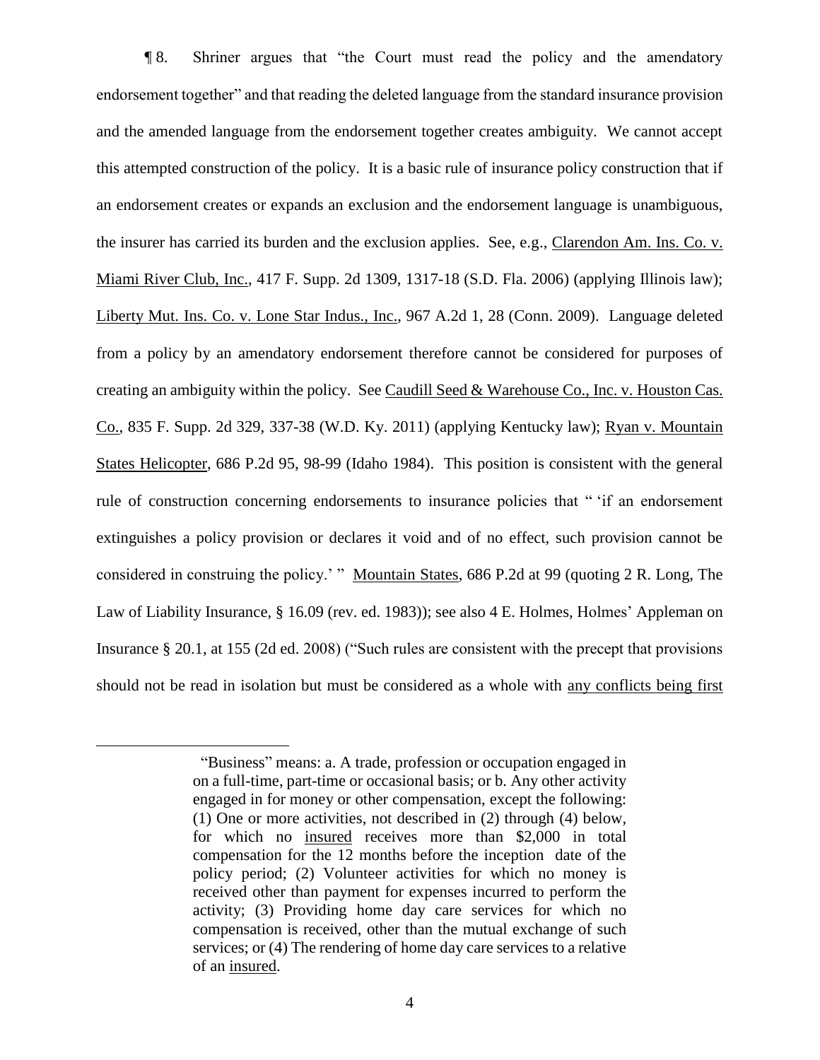¶ 8. Shriner argues that "the Court must read the policy and the amendatory endorsement together" and that reading the deleted language from the standard insurance provision and the amended language from the endorsement together creates ambiguity. We cannot accept this attempted construction of the policy. It is a basic rule of insurance policy construction that if an endorsement creates or expands an exclusion and the endorsement language is unambiguous, the insurer has carried its burden and the exclusion applies. See, e.g., Clarendon Am. Ins. Co. v. Miami River Club, Inc., 417 F. Supp. 2d 1309, 1317-18 (S.D. Fla. 2006) (applying Illinois law); Liberty Mut. Ins. Co. v. Lone Star Indus., Inc., 967 A.2d 1, 28 (Conn. 2009). Language deleted from a policy by an amendatory endorsement therefore cannot be considered for purposes of creating an ambiguity within the policy. See Caudill Seed & Warehouse Co., Inc. v. Houston Cas. Co., 835 F. Supp. 2d 329, 337-38 (W.D. Ky. 2011) (applying Kentucky law); Ryan v. Mountain States Helicopter, 686 P.2d 95, 98-99 (Idaho 1984). This position is consistent with the general rule of construction concerning endorsements to insurance policies that " 'if an endorsement extinguishes a policy provision or declares it void and of no effect, such provision cannot be considered in construing the policy.' " Mountain States, 686 P.2d at 99 (quoting 2 R. Long, The Law of Liability Insurance, § 16.09 (rev. ed. 1983)); see also 4 E. Holmes, Holmes' Appleman on Insurance § 20.1, at 155 (2d ed. 2008) ("Such rules are consistent with the precept that provisions should not be read in isolation but must be considered as a whole with any conflicts being first

---

> "Business" means: a. A trade, profession or occupation engaged in on a full-time, part-time or occasional basis; or b. Any other activity engaged in for money or other compensation, except the following: (1) One or more activities, not described in (2) through (4) below, for which no insured receives more than $2,000 in total compensation for the 12 months before the inception date of the policy period; (2) Volunteer activities for which no money is received other than payment for expenses incurred to perform the activity; (3) Providing home day care services for which no compensation is received, other than the mutual exchange of such services; or (4) The rendering of home day care services to a relative of an insured.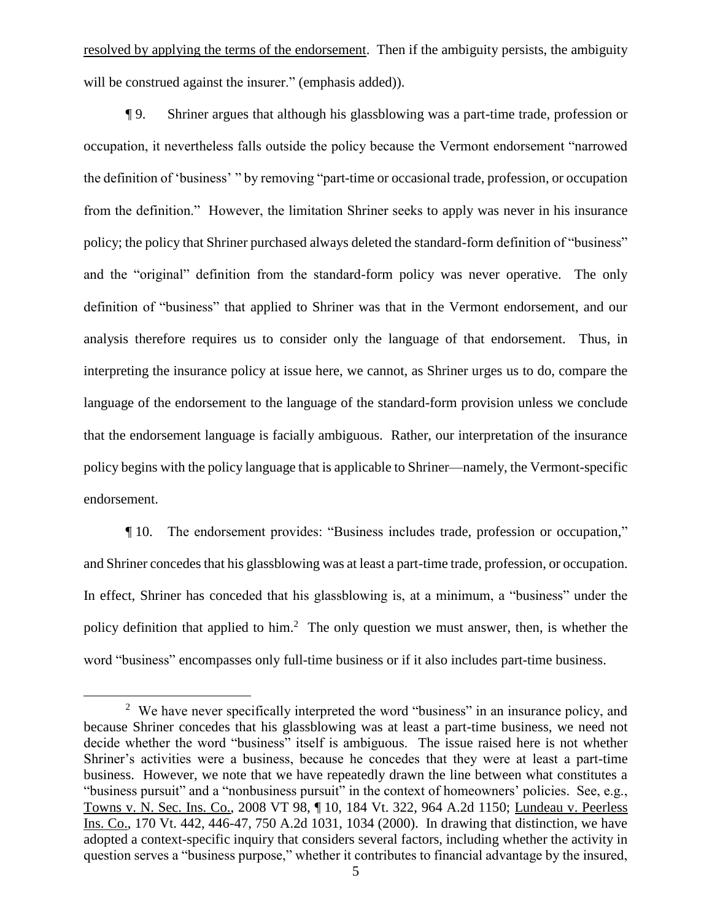resolved by applying the terms of the endorsement. Then if the ambiguity persists, the ambiguity will be construed against the insurer." (emphasis added)).

¶ 9. Shriner argues that although his glassblowing was a part-time trade, profession or occupation, it nevertheless falls outside the policy because the Vermont endorsement "narrowed the definition of 'business' " by removing "part-time or occasional trade, profession, or occupation from the definition." However, the limitation Shriner seeks to apply was never in his insurance policy; the policy that Shriner purchased always deleted the standard-form definition of "business" and the "original" definition from the standard-form policy was never operative. The only definition of "business" that applied to Shriner was that in the Vermont endorsement, and our analysis therefore requires us to consider only the language of that endorsement. Thus, in interpreting the insurance policy at issue here, we cannot, as Shriner urges us to do, compare the language of the endorsement to the language of the standard-form provision unless we conclude that the endorsement language is facially ambiguous. Rather, our interpretation of the insurance policy begins with the policy language that is applicable to Shriner—namely, the Vermont-specific endorsement.

¶ 10. The endorsement provides: "Business includes trade, profession or occupation," and Shriner concedes that his glassblowing was at least a part-time trade, profession, or occupation. In effect, Shriner has conceded that his glassblowing is, at a minimum, a "business" under the policy definition that applied to him.[2] The only question we must answer, then, is whether the word "business" encompasses only full-time business or if it also includes part-time business.

[2] We have never specifically interpreted the word "business" in an insurance policy, and because Shriner concedes that his glassblowing was at least a part-time business, we need not decide whether the word "business" itself is ambiguous. The issue raised here is not whether Shriner's activities were a business, because he concedes that they were at least a part-time business. However, we note that we have repeatedly drawn the line between what constitutes a "business pursuit" and a "nonbusiness pursuit" in the context of homeowners' policies. See, e.g., Towns v. N. Sec. Ins. Co., 2008 VT 98, ¶ 10, 184 Vt. 322, 964 A.2d 1150; Lundeau v. Peerless Ins. Co., 170 Vt. 442, 446-47, 750 A.2d 1031, 1034 (2000). In drawing that distinction, we have adopted a context-specific inquiry that considers several factors, including whether the activity in question serves a "business purpose," whether it contributes to financial advantage by the insured,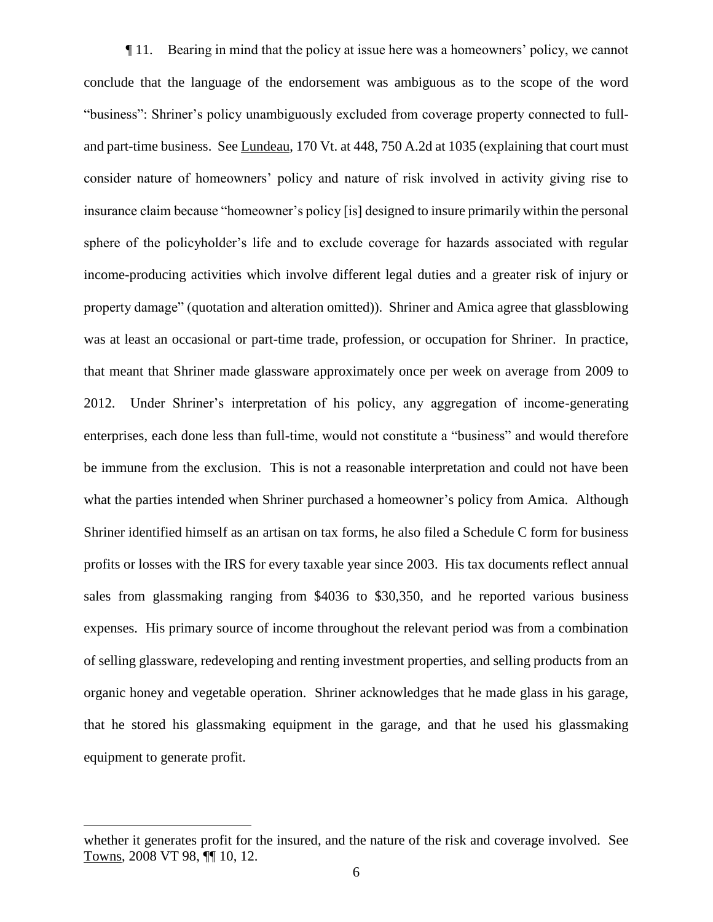¶ 11. Bearing in mind that the policy at issue here was a homeowners' policy, we cannot conclude that the language of the endorsement was ambiguous as to the scope of the word "business": Shriner's policy unambiguously excluded from coverage property connected to full- and part-time business. See Lundeau, 170 Vt. at 448, 750 A.2d at 1035 (explaining that court must consider nature of homeowners' policy and nature of risk involved in activity giving rise to insurance claim because "homeowner's policy [is] designed to insure primarily within the personal sphere of the policyholder's life and to exclude coverage for hazards associated with regular income-producing activities which involve different legal duties and a greater risk of injury or property damage" (quotation and alteration omitted)). Shriner and Amica agree that glassblowing was at least an occasional or part-time trade, profession, or occupation for Shriner. In practice, that meant that Shriner made glassware approximately once per week on average from 2009 to 2012. Under Shriner's interpretation of his policy, any aggregation of income-generating enterprises, each done less than full-time, would not constitute a "business" and would therefore be immune from the exclusion. This is not a reasonable interpretation and could not have been what the parties intended when Shriner purchased a homeowner's policy from Amica. Although Shriner identified himself as an artisan on tax forms, he also filed a Schedule C form for business profits or losses with the IRS for every taxable year since 2003. His tax documents reflect annual sales from glassmaking ranging from $4036 to $30,350, and he reported various business expenses. His primary source of income throughout the relevant period was from a combination of selling glassware, redeveloping and renting investment properties, and selling products from an organic honey and vegetable operation. Shriner acknowledges that he made glass in his garage, that he stored his glassmaking equipment in the garage, and that he used his glassmaking equipment to generate profit.

---

whether it generates profit for the insured, and the nature of the risk and coverage involved. See Towns, 2008 VT 98, ¶¶ 10, 12.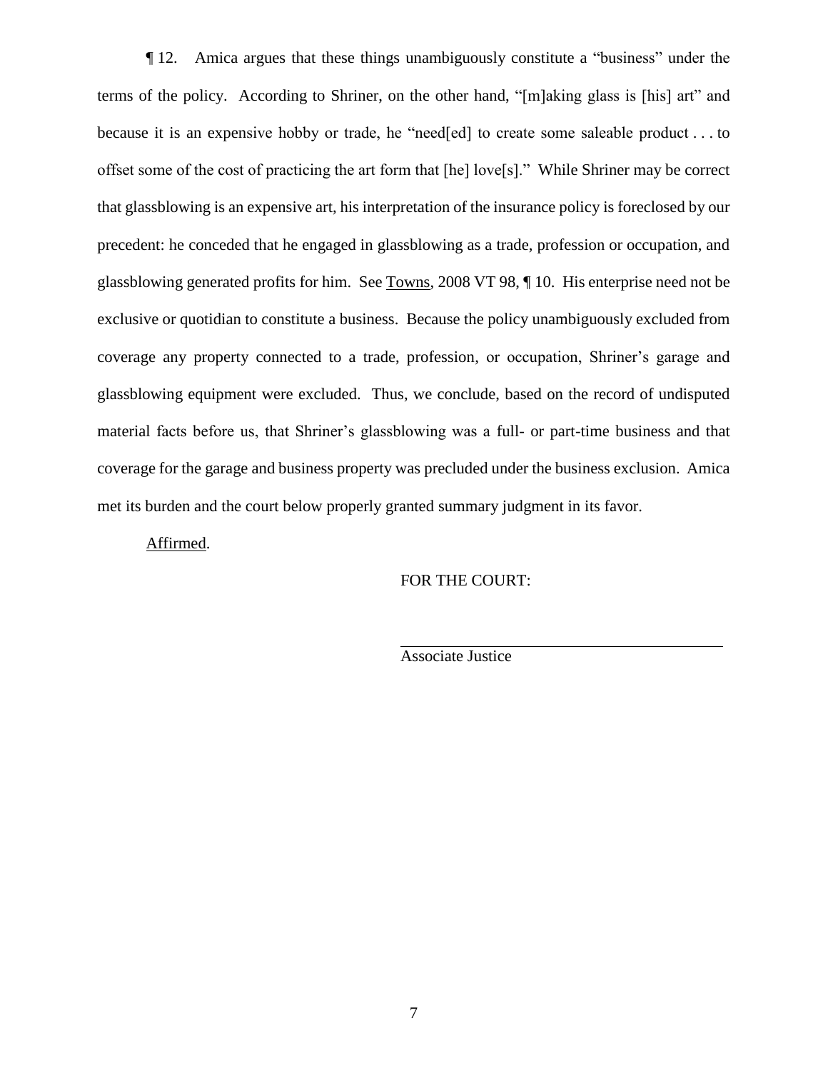¶ 12. Amica argues that these things unambiguously constitute a "business" under the terms of the policy. According to Shriner, on the other hand, "[m]aking glass is [his] art" and because it is an expensive hobby or trade, he "need[ed] to create some saleable product . . . to offset some of the cost of practicing the art form that [he] love[s]." While Shriner may be correct that glassblowing is an expensive art, his interpretation of the insurance policy is foreclosed by our precedent: he conceded that he engaged in glassblowing as a trade, profession or occupation, and glassblowing generated profits for him. See Towns, 2008 VT 98, ¶ 10. His enterprise need not be exclusive or quotidian to constitute a business. Because the policy unambiguously excluded from coverage any property connected to a trade, profession, or occupation, Shriner's garage and glassblowing equipment were excluded. Thus, we conclude, based on the record of undisputed material facts before us, that Shriner's glassblowing was a full- or part-time business and that coverage for the garage and business property was precluded under the business exclusion. Amica met its burden and the court below properly granted summary judgment in its favor.

Affirmed.

FOR THE COURT:

\_\_\_\_\_\_\_\_\_\_\_\_\_\_\_\_\_\_\_\_\_\_\_\_\_\_\_\_\_\_\_\_\_\_\_\_\_\_\_\_

Associate Justice